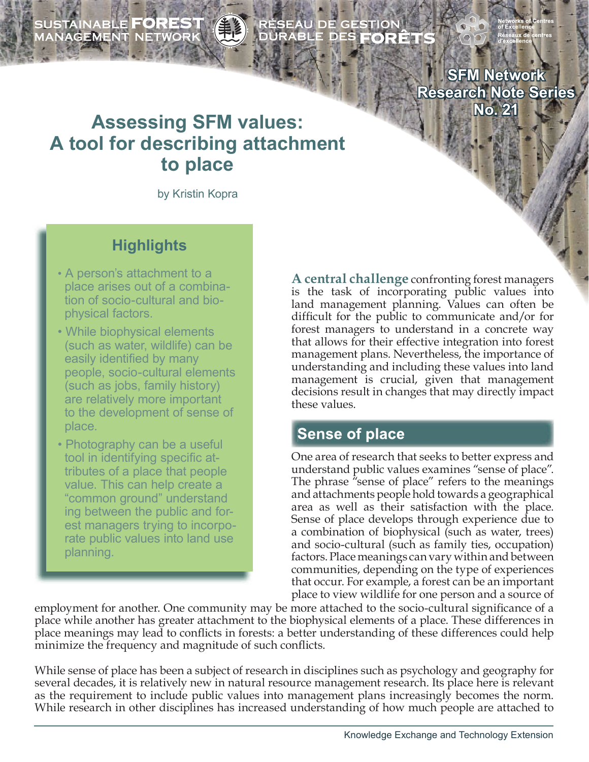SUSTAINABLE FOREST MANAGEMENT NETWORK

RÉSEAU DE GESTION DURABLE DES FORÊTS

SFM Network Research Note Series No. 21

# Assessing SFM values: A tool for describing attachment to place

by Kristin Kopra

## Highlights

- A person's attachment to a place arises out of a combination of socio-cultural and biophysical factors.
- While biophysical elements (such as water, wildlife) can be easily identified by many people, socio-cultural elements (such as jobs, family history) are relatively more important to the development of sense of place.
- Photography can be a useful tool in identifying specific attributes of a place that people value. This can help create a "common ground" understanding between the public and forest managers trying to incorporate public values into land use planning.

**A central challenge** confronting forest managers is the task of incorporating public values into land management planning. Values can often be difficult for the public to communicate and/or for forest managers to understand in a concrete way that allows for their effective integration into forest management plans. Nevertheless, the importance of understanding and including these values into land management is crucial, given that management decisions result in changes that may directly impact these values.

## Sense of place

One area of research that seeks to better express and understand public values examines "sense of place". The phrase "sense of place" refers to the meanings and attachments people hold towards a geographical area as well as their satisfaction with the place. Sense of place develops through experience due to a combination of biophysical (such as water, trees) and socio-cultural (such as family ties, occupation) factors. Place meanings can vary within and between communities, depending on the type of experiences that occur. For example, a forest can be an important place to view wildlife for one person and a source of employment for another. One community may be more attached to the socio-cultural significance of a place while another has greater attachment to the biophysical elements of a place. These differences in place meanings may lead to conflicts in forests: a better understanding of these differences could help minimize the frequency and magnitude of such conflicts.

While sense of place has been a subject of research in disciplines such as psychology and geography for several decades, it is relatively new in natural resource management research. Its place here is relevant as the requirement to include public values into management plans increasingly becomes the norm. While research in other disciplines has increased understanding of how much people are attached to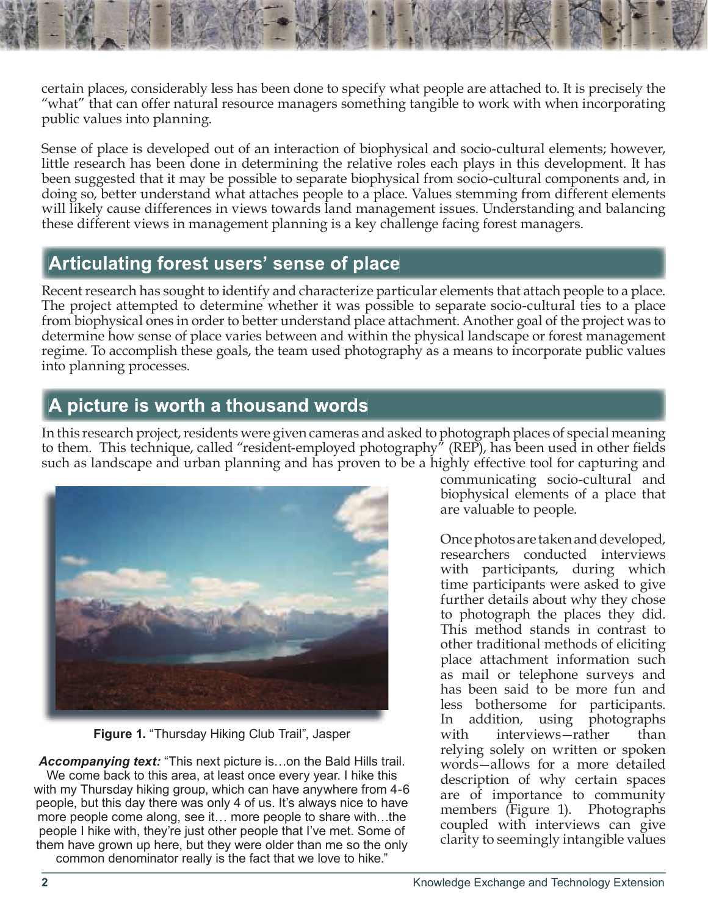certain places, considerably less has been done to specify what people are attached to. It is precisely the "what" that can offer natural resource managers something tangible to work with when incorporating public values into planning.

Sense of place is developed out of an interaction of biophysical and socio-cultural elements; however, little research has been done in determining the relative roles each plays in this development. It has been suggested that it may be possible to separate biophysical from socio-cultural components and, in doing so, better understand what attaches people to a place. Values stemming from different elements will likely cause differences in views towards land management issues. Understanding and balancing these different views in management planning is a key challenge facing forest managers.

## Articulating forest users' sense of place

Recent research has sought to identify and characterize particular elements that attach people to a place. The project attempted to determine whether it was possible to separate socio-cultural ties to a place from biophysical ones in order to better understand place attachment. Another goal of the project was to determine how sense of place varies between and within the physical landscape or forest management regime. To accomplish these goals, the team used photography as a means to incorporate public values into planning processes.

## A picture is worth a thousand words

In this research project, residents were given cameras and asked to photograph places of special meaning to them. This technique, called "resident-employed photography" (REP), has been used in other fields such as landscape and urban planning and has proven to be a highly effective tool for capturing and communicating socio-cultural and biophysical elements of a place that are valuable to people.

Once photos are taken and developed, researchers conducted interviews with participants, during which time participants were asked to give further details about why they chose to photograph the places they did. This method stands in contrast to other traditional methods of eliciting place attachment information such as mail or telephone surveys and has been said to be more fun and less bothersome for participants. In addition, using photographs with interviews—rather than relying solely on written or spoken words—allows for a more detailed description of why certain spaces are of importance to community members (Figure 1). Photographs coupled with interviews can give clarity to seemingly intangible values

**Figure 1.** "Thursday Hiking Club Trail", Jasper

***Accompanying text:*** "This next picture is…on the Bald Hills trail. We come back to this area, at least once every year. I hike this with my Thursday hiking group, which can have anywhere from 4-6 people, but this day there was only 4 of us. It's always nice to have more people come along, see it… more people to share with…the people I hike with, they're just other people that I've met. Some of them have grown up here, but they were older than me so the only common denominator really is the fact that we love to hike."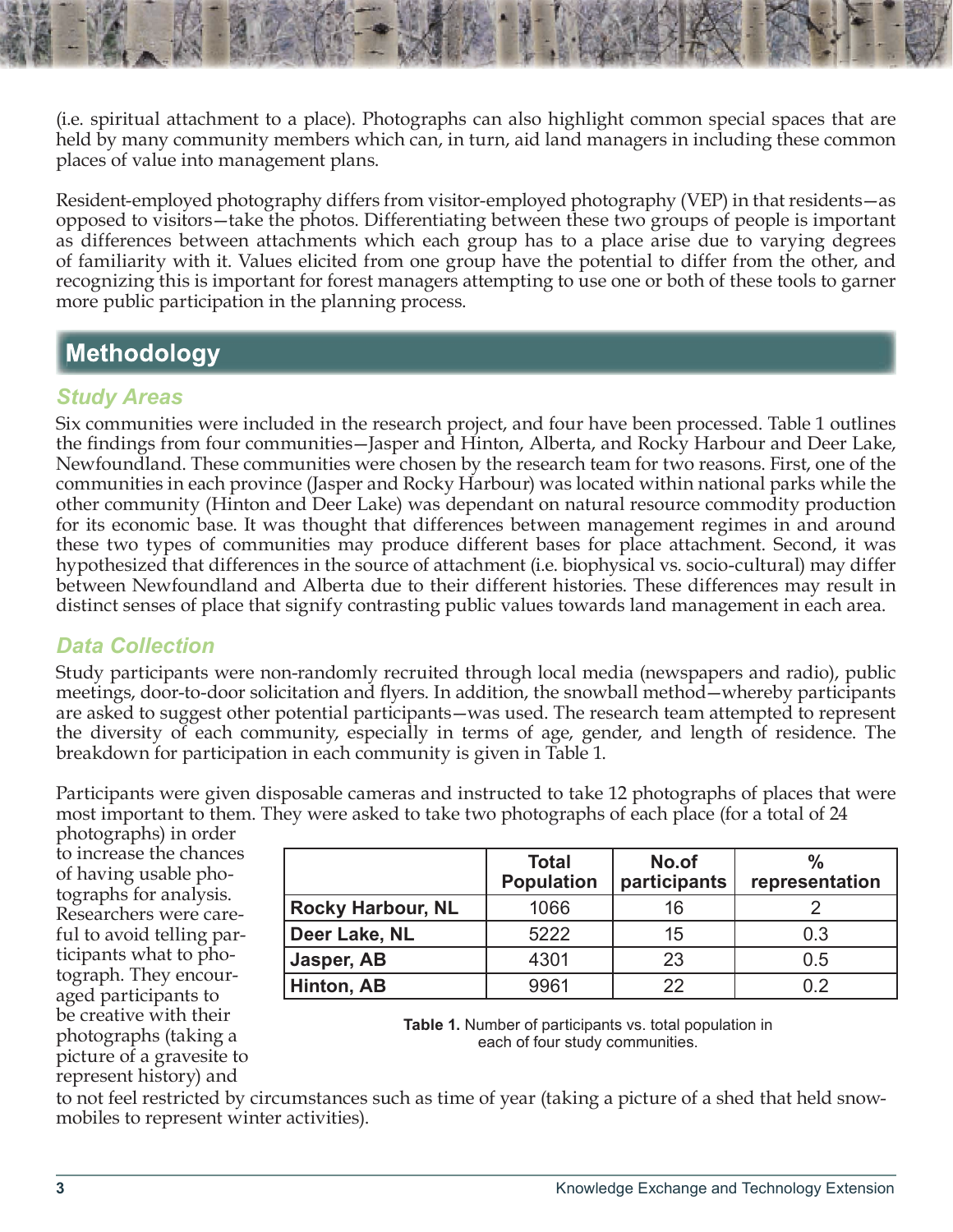(i.e. spiritual attachment to a place). Photographs can also highlight common special spaces that are held by many community members which can, in turn, aid land managers in including these common places of value into management plans.

Resident-employed photography differs from visitor-employed photography (VEP) in that residents—as opposed to visitors—take the photos. Differentiating between these two groups of people is important as differences between attachments which each group has to a place arise due to varying degrees of familiarity with it. Values elicited from one group have the potential to differ from the other, and recognizing this is important for forest managers attempting to use one or both of these tools to garner more public participation in the planning process.

## Methodology

### *Study Areas*

Six communities were included in the research project, and four have been processed. Table 1 outlines the findings from four communities—Jasper and Hinton, Alberta, and Rocky Harbour and Deer Lake, Newfoundland. These communities were chosen by the research team for two reasons. First, one of the communities in each province (Jasper and Rocky Harbour) was located within national parks while the other community (Hinton and Deer Lake) was dependant on natural resource commodity production for its economic base. It was thought that differences between management regimes in and around these two types of communities may produce different bases for place attachment. Second, it was hypothesized that differences in the source of attachment (i.e. biophysical vs. socio-cultural) may differ between Newfoundland and Alberta due to their different histories. These differences may result in distinct senses of place that signify contrasting public values towards land management in each area.

### *Data Collection*

Study participants were non-randomly recruited through local media (newspapers and radio), public meetings, door-to-door solicitation and flyers. In addition, the snowball method—whereby participants are asked to suggest other potential participants—was used. The research team attempted to represent the diversity of each community, especially in terms of age, gender, and length of residence. The breakdown for participation in each community is given in Table 1.

Participants were given disposable cameras and instructed to take 12 photographs of places that were most important to them. They were asked to take two photographs of each place (for a total of 24 photographs) in order to increase the chances of having usable photographs for analysis. Researchers were careful to avoid telling participants what to photograph. They encouraged participants to be creative with their photographs (taking a picture of a gravesite to represent history) and to not feel restricted by circumstances such as time of year (taking a picture of a shed that held snowmobiles to represent winter activities).

| | Total Population | No.of participants | % representation |
|---|---|---|---|
| **Rocky Harbour, NL** | 1066 | 16 | 2 |
| **Deer Lake, NL** | 5222 | 15 | 0.3 |
| **Jasper, AB** | 4301 | 23 | 0.5 |
| **Hinton, AB** | 9961 | 22 | 0.2 |

**Table 1.** Number of participants vs. total population in each of four study communities.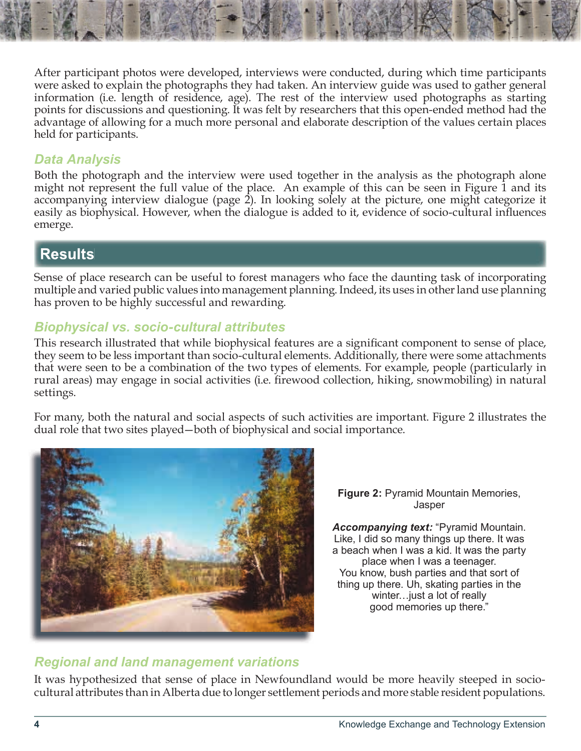After participant photos were developed, interviews were conducted, during which time participants were asked to explain the photographs they had taken. An interview guide was used to gather general information (i.e. length of residence, age). The rest of the interview used photographs as starting points for discussions and questioning. It was felt by researchers that this open-ended method had the advantage of allowing for a much more personal and elaborate description of the values certain places held for participants.

### *Data Analysis*

Both the photograph and the interview were used together in the analysis as the photograph alone might not represent the full value of the place. An example of this can be seen in Figure 1 and its accompanying interview dialogue (page 2). In looking solely at the picture, one might categorize it easily as biophysical. However, when the dialogue is added to it, evidence of socio-cultural influences emerge.

## Results

Sense of place research can be useful to forest managers who face the daunting task of incorporating multiple and varied public values into management planning. Indeed, its uses in other land use planning has proven to be highly successful and rewarding.

### *Biophysical vs. socio-cultural attributes*

This research illustrated that while biophysical features are a significant component to sense of place, they seem to be less important than socio-cultural elements. Additionally, there were some attachments that were seen to be a combination of the two types of elements. For example, people (particularly in rural areas) may engage in social activities (i.e. firewood collection, hiking, snowmobiling) in natural settings.

For many, both the natural and social aspects of such activities are important. Figure 2 illustrates the dual role that two sites played—both of biophysical and social importance.

**Figure 2:** Pyramid Mountain Memories, Jasper

***Accompanying text:*** "Pyramid Mountain. Like, I did so many things up there. It was a beach when I was a kid. It was the party place when I was a teenager. You know, bush parties and that sort of thing up there. Uh, skating parties in the winter…just a lot of really good memories up there."

### *Regional and land management variations*

It was hypothesized that sense of place in Newfoundland would be more heavily steeped in socio-cultural attributes than in Alberta due to longer settlement periods and more stable resident populations.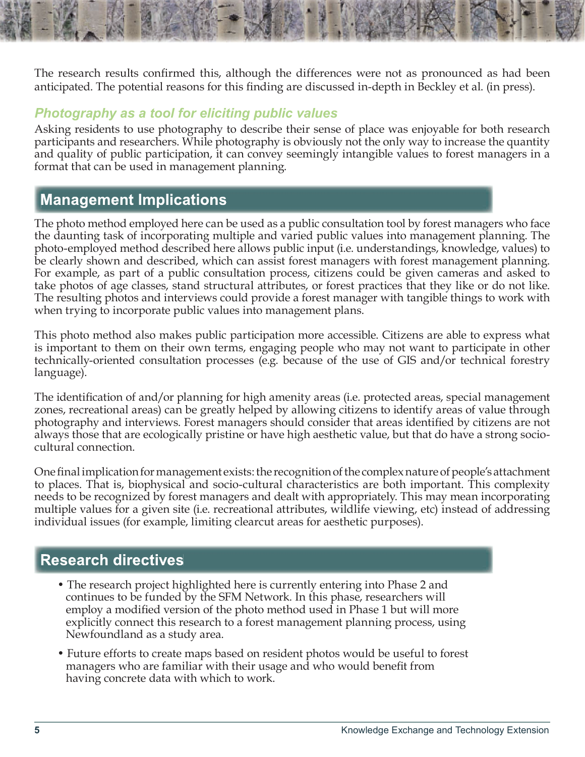The research results confirmed this, although the differences were not as pronounced as had been anticipated. The potential reasons for this finding are discussed in-depth in Beckley et al. (in press).

### *Photography as a tool for eliciting public values*

Asking residents to use photography to describe their sense of place was enjoyable for both research participants and researchers. While photography is obviously not the only way to increase the quantity and quality of public participation, it can convey seemingly intangible values to forest managers in a format that can be used in management planning.

## Management Implications

The photo method employed here can be used as a public consultation tool by forest managers who face the daunting task of incorporating multiple and varied public values into management planning. The photo-employed method described here allows public input (i.e. understandings, knowledge, values) to be clearly shown and described, which can assist forest managers with forest management planning. For example, as part of a public consultation process, citizens could be given cameras and asked to take photos of age classes, stand structural attributes, or forest practices that they like or do not like. The resulting photos and interviews could provide a forest manager with tangible things to work with when trying to incorporate public values into management plans.

This photo method also makes public participation more accessible. Citizens are able to express what is important to them on their own terms, engaging people who may not want to participate in other technically-oriented consultation processes (e.g. because of the use of GIS and/or technical forestry language).

The identification of and/or planning for high amenity areas (i.e. protected areas, special management zones, recreational areas) can be greatly helped by allowing citizens to identify areas of value through photography and interviews. Forest managers should consider that areas identified by citizens are not always those that are ecologically pristine or have high aesthetic value, but that do have a strong socio-cultural connection.

One final implication for management exists: the recognition of the complex nature of people's attachment to places. That is, biophysical and socio-cultural characteristics are both important. This complexity needs to be recognized by forest managers and dealt with appropriately. This may mean incorporating multiple values for a given site (i.e. recreational attributes, wildlife viewing, etc) instead of addressing individual issues (for example, limiting clearcut areas for aesthetic purposes).

## Research directives

- The research project highlighted here is currently entering into Phase 2 and continues to be funded by the SFM Network. In this phase, researchers will employ a modified version of the photo method used in Phase 1 but will more explicitly connect this research to a forest management planning process, using Newfoundland as a study area.
- Future efforts to create maps based on resident photos would be useful to forest managers who are familiar with their usage and who would benefit from having concrete data with which to work.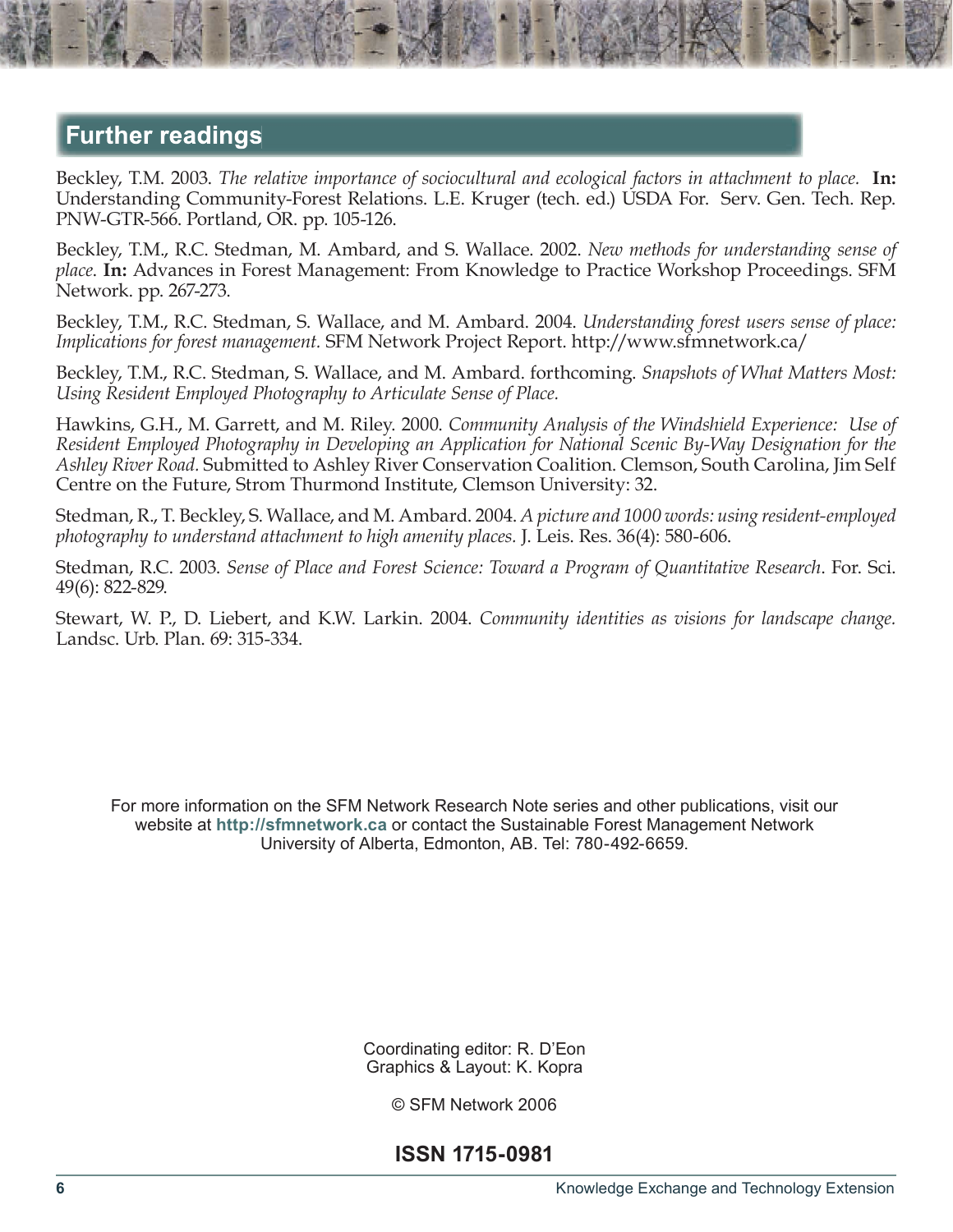## Further readings

Beckley, T.M. 2003. *The relative importance of sociocultural and ecological factors in attachment to place.* **In:** Understanding Community-Forest Relations. L.E. Kruger (tech. ed.) USDA For. Serv. Gen. Tech. Rep. PNW-GTR-566. Portland, OR. pp. 105-126.

Beckley, T.M., R.C. Stedman, M. Ambard, and S. Wallace. 2002. *New methods for understanding sense of place*. **In:** Advances in Forest Management: From Knowledge to Practice Workshop Proceedings. SFM Network. pp. 267-273.

Beckley, T.M., R.C. Stedman, S. Wallace, and M. Ambard. 2004. *Understanding forest users sense of place: Implications for forest management.* SFM Network Project Report. http://www.sfmnetwork.ca/

Beckley, T.M., R.C. Stedman, S. Wallace, and M. Ambard. forthcoming. *Snapshots of What Matters Most: Using Resident Employed Photography to Articulate Sense of Place.*

Hawkins, G.H., M. Garrett, and M. Riley. 2000. *Community Analysis of the Windshield Experience: Use of Resident Employed Photography in Developing an Application for National Scenic By-Way Designation for the Ashley River Road.* Submitted to Ashley River Conservation Coalition. Clemson, South Carolina, Jim Self Centre on the Future, Strom Thurmond Institute, Clemson University: 32.

Stedman, R., T. Beckley, S. Wallace, and M. Ambard. 2004. *A picture and 1000 words: using resident-employed photography to understand attachment to high amenity places.* J. Leis. Res. 36(4): 580-606.

Stedman, R.C. 2003. *Sense of Place and Forest Science: Toward a Program of Quantitative Research*. For. Sci. 49(6): 822-829.

Stewart, W. P., D. Liebert, and K.W. Larkin. 2004. *Community identities as visions for landscape change.* Landsc. Urb. Plan. 69: 315-334.

For more information on the SFM Network Research Note series and other publications, visit our website at **http://sfmnetwork.ca** or contact the Sustainable Forest Management Network University of Alberta, Edmonton, AB. Tel: 780-492-6659.

Coordinating editor: R. D'Eon
Graphics & Layout: K. Kopra

© SFM Network 2006

**ISSN 1715-0981**